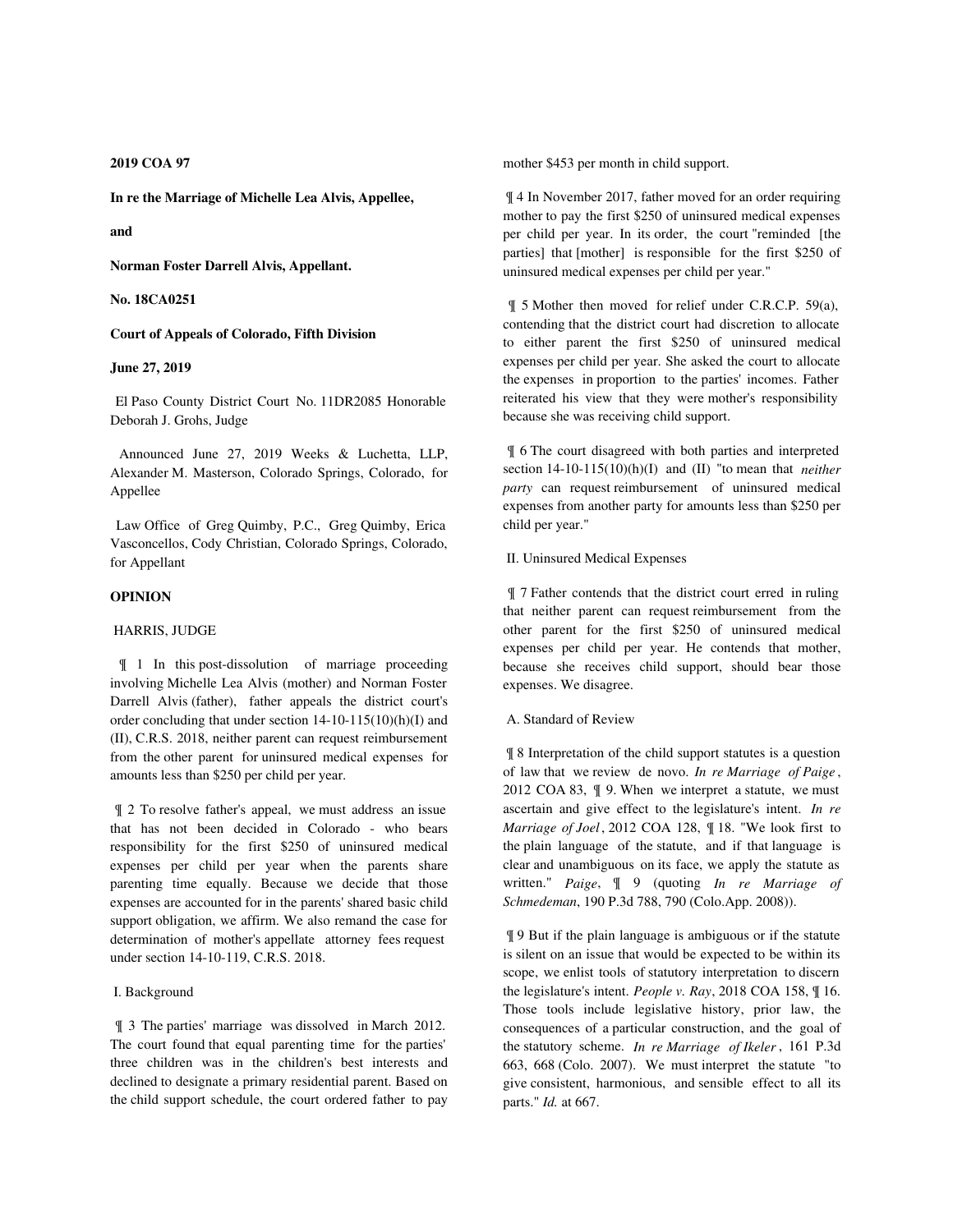**2019 COA 97**

**In re the Marriage of Michelle Lea Alvis, Appellee,**

**and**

**Norman Foster Darrell Alvis, Appellant.**

**No. 18CA0251**

**Court of Appeals of Colorado, Fifth Division**

**June 27, 2019**

El Paso County District Court No. 11DR2085 Honorable Deborah J. Grohs, Judge

Announced June 27, 2019 Weeks & Luchetta, LLP, Alexander M. Masterson, Colorado Springs, Colorado, for Appellee

Law Office of Greg Quimby, P.C., Greg Quimby, Erica Vasconcellos, Cody Christian, Colorado Springs, Colorado, for Appellant

**OPINION**

HARRIS, JUDGE

¶ 1 In this post-dissolution of marriage proceeding involving Michelle Lea Alvis (mother) and Norman Foster Darrell Alvis (father), father appeals the district court's order concluding that under section 14-10-115(10)(h)(I) and (II), C.R.S. 2018, neither parent can request reimbursement from the other parent for uninsured medical expenses for amounts less than $250 per child per year.

¶ 2 To resolve father's appeal, we must address an issue that has not been decided in Colorado - who bears responsibility for the first $250 of uninsured medical expenses per child per year when the parents share parenting time equally. Because we decide that those expenses are accounted for in the parents' shared basic child support obligation, we affirm. We also remand the case for determination of mother's appellate attorney fees request under section 14-10-119, C.R.S. 2018.

I. Background

¶ 3 The parties' marriage was dissolved in March 2012. The court found that equal parenting time for the parties' three children was in the children's best interests and declined to designate a primary residential parent. Based on the child support schedule, the court ordered father to pay mother $453 per month in child support.

¶ 4 In November 2017, father moved for an order requiring mother to pay the first $250 of uninsured medical expenses per child per year. In its order, the court "reminded [the parties] that [mother] is responsible for the first $250 of uninsured medical expenses per child per year."

¶ 5 Mother then moved for relief under C.R.C.P. 59(a), contending that the district court had discretion to allocate to either parent the first $250 of uninsured medical expenses per child per year. She asked the court to allocate the expenses in proportion to the parties' incomes. Father reiterated his view that they were mother's responsibility because she was receiving child support.

¶ 6 The court disagreed with both parties and interpreted section 14-10-115(10)(h)(I) and (II) "to mean that *neither party* can request reimbursement of uninsured medical expenses from another party for amounts less than $250 per child per year."

II. Uninsured Medical Expenses

¶ 7 Father contends that the district court erred in ruling that neither parent can request reimbursement from the other parent for the first $250 of uninsured medical expenses per child per year. He contends that mother, because she receives child support, should bear those expenses. We disagree.

A. Standard of Review

¶ 8 Interpretation of the child support statutes is a question of law that we review de novo. *In re Marriage of Paige*, 2012 COA 83, ¶ 9. When we interpret a statute, we must ascertain and give effect to the legislature's intent. *In re Marriage of Joel*, 2012 COA 128, ¶ 18. "We look first to the plain language of the statute, and if that language is clear and unambiguous on its face, we apply the statute as written." *Paige*, ¶ 9 (quoting *In re Marriage of Schmedeman*, 190 P.3d 788, 790 (Colo.App. 2008)).

¶ 9 But if the plain language is ambiguous or if the statute is silent on an issue that would be expected to be within its scope, we enlist tools of statutory interpretation to discern the legislature's intent. *People v. Ray*, 2018 COA 158, ¶ 16. Those tools include legislative history, prior law, the consequences of a particular construction, and the goal of the statutory scheme. *In re Marriage of Ikeler*, 161 P.3d 663, 668 (Colo. 2007). We must interpret the statute "to give consistent, harmonious, and sensible effect to all its parts." *Id.* at 667.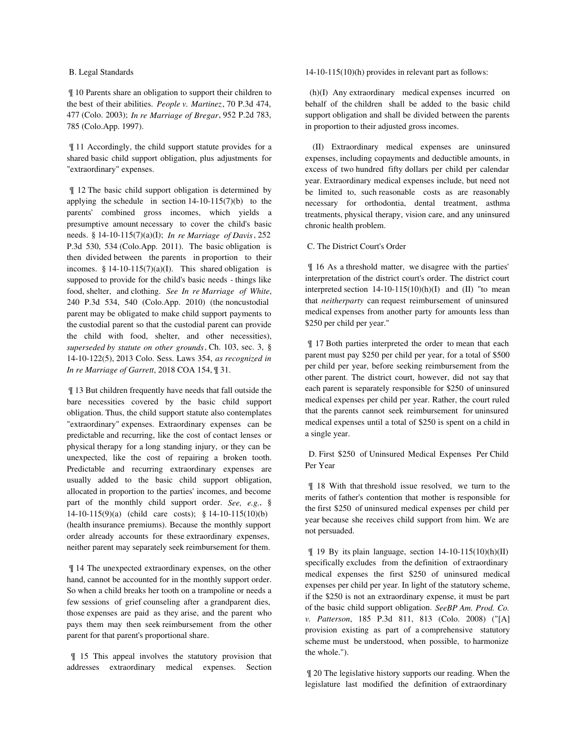B. Legal Standards

¶ 10 Parents share an obligation to support their children to the best of their abilities. *People v. Martinez*, 70 P.3d 474, 477 (Colo. 2003); *In re Marriage of Bregar*, 952 P.2d 783, 785 (Colo.App. 1997).

¶ 11 Accordingly, the child support statute provides for a shared basic child support obligation, plus adjustments for "extraordinary" expenses.

¶ 12 The basic child support obligation is determined by applying the schedule in section 14-10-115(7)(b) to the parents' combined gross incomes, which yields a presumptive amount necessary to cover the child's basic needs. § 14-10-115(7)(a)(I); *In re Marriage of Davis*, 252 P.3d 530, 534 (Colo.App. 2011). The basic obligation is then divided between the parents in proportion to their incomes. § 14-10-115(7)(a)(I). This shared obligation is supposed to provide for the child's basic needs - things like food, shelter, and clothing. *See In re Marriage of White*, 240 P.3d 534, 540 (Colo.App. 2010) (the noncustodial parent may be obligated to make child support payments to the custodial parent so that the custodial parent can provide the child with food, shelter, and other necessities), *superseded by statute on other grounds*, Ch. 103, sec. 3, § 14-10-122(5), 2013 Colo. Sess. Laws 354, *as recognized in In re Marriage of Garrett*, 2018 COA 154, ¶ 31.

¶ 13 But children frequently have needs that fall outside the bare necessities covered by the basic child support obligation. Thus, the child support statute also contemplates "extraordinary" expenses. Extraordinary expenses can be predictable and recurring, like the cost of contact lenses or physical therapy for a long standing injury, or they can be unexpected, like the cost of repairing a broken tooth. Predictable and recurring extraordinary expenses are usually added to the basic child support obligation, allocated in proportion to the parties' incomes, and become part of the monthly child support order. *See, e.g.*, § 14-10-115(9)(a) (child care costs); § 14-10-115(10)(b) (health insurance premiums). Because the monthly support order already accounts for these extraordinary expenses, neither parent may separately seek reimbursement for them.

¶ 14 The unexpected extraordinary expenses, on the other hand, cannot be accounted for in the monthly support order. So when a child breaks her tooth on a trampoline or needs a few sessions of grief counseling after a grandparent dies, those expenses are paid as they arise, and the parent who pays them may then seek reimbursement from the other parent for that parent's proportional share.

¶ 15 This appeal involves the statutory provision that addresses extraordinary medical expenses. Section 14-10-115(10)(h) provides in relevant part as follows:

> (h)(I) Any extraordinary medical expenses incurred on behalf of the children shall be added to the basic child support obligation and shall be divided between the parents in proportion to their adjusted gross incomes.
>
> (II) Extraordinary medical expenses are uninsured expenses, including copayments and deductible amounts, in excess of two hundred fifty dollars per child per calendar year. Extraordinary medical expenses include, but need not be limited to, such reasonable costs as are reasonably necessary for orthodontia, dental treatment, asthma treatments, physical therapy, vision care, and any uninsured chronic health problem.

C. The District Court's Order

¶ 16 As a threshold matter, we disagree with the parties' interpretation of the district court's order. The district court interpreted section 14-10-115(10)(h)(I) and (II) "to mean that *neither party* can request reimbursement of uninsured medical expenses from another party for amounts less than $250 per child per year."

¶ 17 Both parties interpreted the order to mean that each parent must pay $250 per child per year, for a total of $500 per child per year, before seeking reimbursement from the other parent. The district court, however, did not say that each parent is separately responsible for $250 of uninsured medical expenses per child per year. Rather, the court ruled that the parents cannot seek reimbursement for uninsured medical expenses until a total of $250 is spent on a child in a single year.

D. First $250 of Uninsured Medical Expenses Per Child Per Year

¶ 18 With that threshold issue resolved, we turn to the merits of father's contention that mother is responsible for the first $250 of uninsured medical expenses per child per year because she receives child support from him. We are not persuaded.

¶ 19 By its plain language, section 14-10-115(10)(h)(II) specifically excludes from the definition of extraordinary medical expenses the first $250 of uninsured medical expenses per child per year. In light of the statutory scheme, if the $250 is not an extraordinary expense, it must be part of the basic child support obligation. *See BP Am. Prod. Co. v. Patterson*, 185 P.3d 811, 813 (Colo. 2008) ("[A] provision existing as part of a comprehensive statutory scheme must be understood, when possible, to harmonize the whole.").

¶ 20 The legislative history supports our reading. When the legislature last modified the definition of extraordinary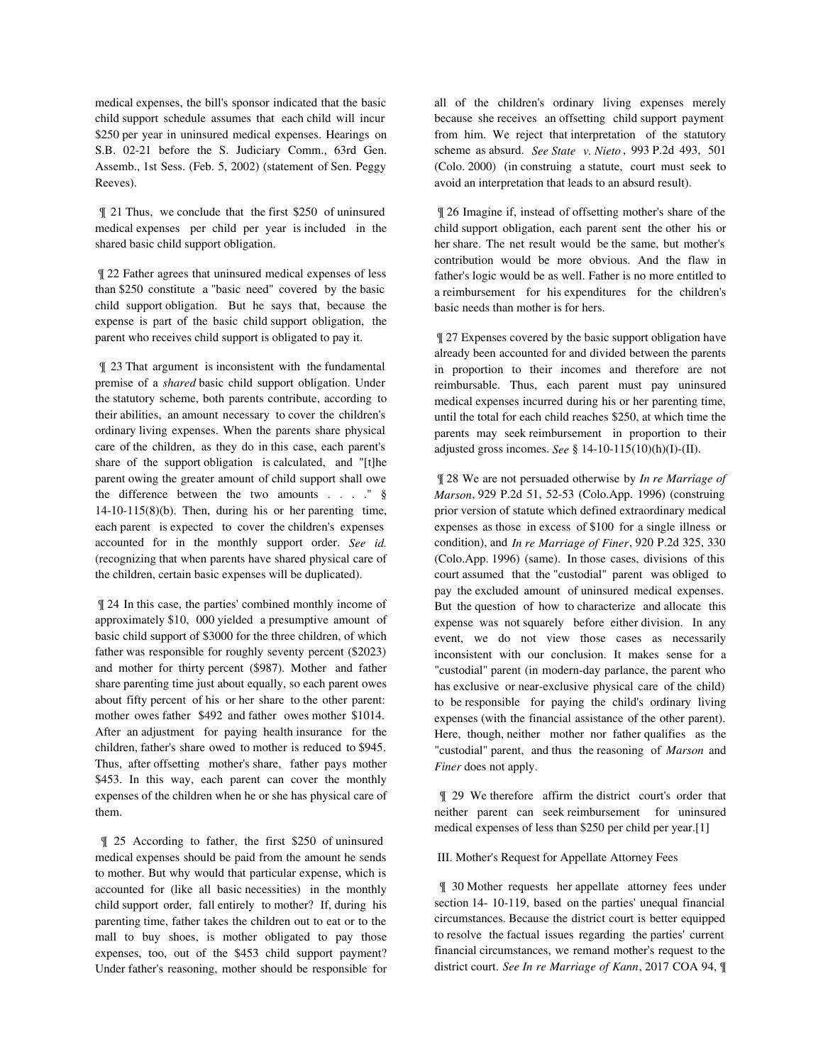medical expenses, the bill's sponsor indicated that the basic child support schedule assumes that each child will incur $250 per year in uninsured medical expenses. Hearings on S.B. 02-21 before the S. Judiciary Comm., 63rd Gen. Assemb., 1st Sess. (Feb. 5, 2002) (statement of Sen. Peggy Reeves).

¶ 21 Thus, we conclude that the first $250 of uninsured medical expenses per child per year is included in the shared basic child support obligation.

¶ 22 Father agrees that uninsured medical expenses of less than $250 constitute a "basic need" covered by the basic child support obligation. But he says that, because the expense is part of the basic child support obligation, the parent who receives child support is obligated to pay it.

¶ 23 That argument is inconsistent with the fundamental premise of a *shared* basic child support obligation. Under the statutory scheme, both parents contribute, according to their abilities, an amount necessary to cover the children's ordinary living expenses. When the parents share physical care of the children, as they do in this case, each parent's share of the support obligation is calculated, and "[t]he parent owing the greater amount of child support shall owe the difference between the two amounts . . . ." § 14-10-115(8)(b). Then, during his or her parenting time, each parent is expected to cover the children's expenses accounted for in the monthly support order. *See id.* (recognizing that when parents have shared physical care of the children, certain basic expenses will be duplicated).

¶ 24 In this case, the parties' combined monthly income of approximately $10, 000 yielded a presumptive amount of basic child support of $3000 for the three children, of which father was responsible for roughly seventy percent ($2023) and mother for thirty percent ($987). Mother and father share parenting time just about equally, so each parent owes about fifty percent of his or her share to the other parent: mother owes father $492 and father owes mother $1014. After an adjustment for paying health insurance for the children, father's share owed to mother is reduced to $945. Thus, after offsetting mother's share, father pays mother $453. In this way, each parent can cover the monthly expenses of the children when he or she has physical care of them.

¶ 25 According to father, the first $250 of uninsured medical expenses should be paid from the amount he sends to mother. But why would that particular expense, which is accounted for (like all basic necessities) in the monthly child support order, fall entirely to mother? If, during his parenting time, father takes the children out to eat or to the mall to buy shoes, is mother obligated to pay those expenses, too, out of the $453 child support payment? Under father's reasoning, mother should be responsible for all of the children's ordinary living expenses merely because she receives an offsetting child support payment from him. We reject that interpretation of the statutory scheme as absurd. *See State v. Nieto*, 993 P.2d 493, 501 (Colo. 2000) (in construing a statute, court must seek to avoid an interpretation that leads to an absurd result).

¶ 26 Imagine if, instead of offsetting mother's share of the child support obligation, each parent sent the other his or her share. The net result would be the same, but mother's contribution would be more obvious. And the flaw in father's logic would be as well. Father is no more entitled to a reimbursement for his expenditures for the children's basic needs than mother is for hers.

¶ 27 Expenses covered by the basic support obligation have already been accounted for and divided between the parents in proportion to their incomes and therefore are not reimbursable. Thus, each parent must pay uninsured medical expenses incurred during his or her parenting time, until the total for each child reaches $250, at which time the parents may seek reimbursement in proportion to their adjusted gross incomes. *See* § 14-10-115(10)(h)(I)-(II).

¶ 28 We are not persuaded otherwise by *In re Marriage of Marson*, 929 P.2d 51, 52-53 (Colo.App. 1996) (construing prior version of statute which defined extraordinary medical expenses as those in excess of $100 for a single illness or condition), and *In re Marriage of Finer*, 920 P.2d 325, 330 (Colo.App. 1996) (same). In those cases, divisions of this court assumed that the "custodial" parent was obliged to pay the excluded amount of uninsured medical expenses. But the question of how to characterize and allocate this expense was not squarely before either division. In any event, we do not view those cases as necessarily inconsistent with our conclusion. It makes sense for a "custodial" parent (in modern-day parlance, the parent who has exclusive or near-exclusive physical care of the child) to be responsible for paying the child's ordinary living expenses (with the financial assistance of the other parent). Here, though, neither mother nor father qualifies as the "custodial" parent, and thus the reasoning of *Marson* and *Finer* does not apply.

¶ 29 We therefore affirm the district court's order that neither parent can seek reimbursement for uninsured medical expenses of less than $250 per child per year.[1]

## III. Mother's Request for Appellate Attorney Fees

¶ 30 Mother requests her appellate attorney fees under section 14- 10-119, based on the parties' unequal financial circumstances. Because the district court is better equipped to resolve the factual issues regarding the parties' current financial circumstances, we remand mother's request to the district court. *See In re Marriage of Kann*, 2017 COA 94, ¶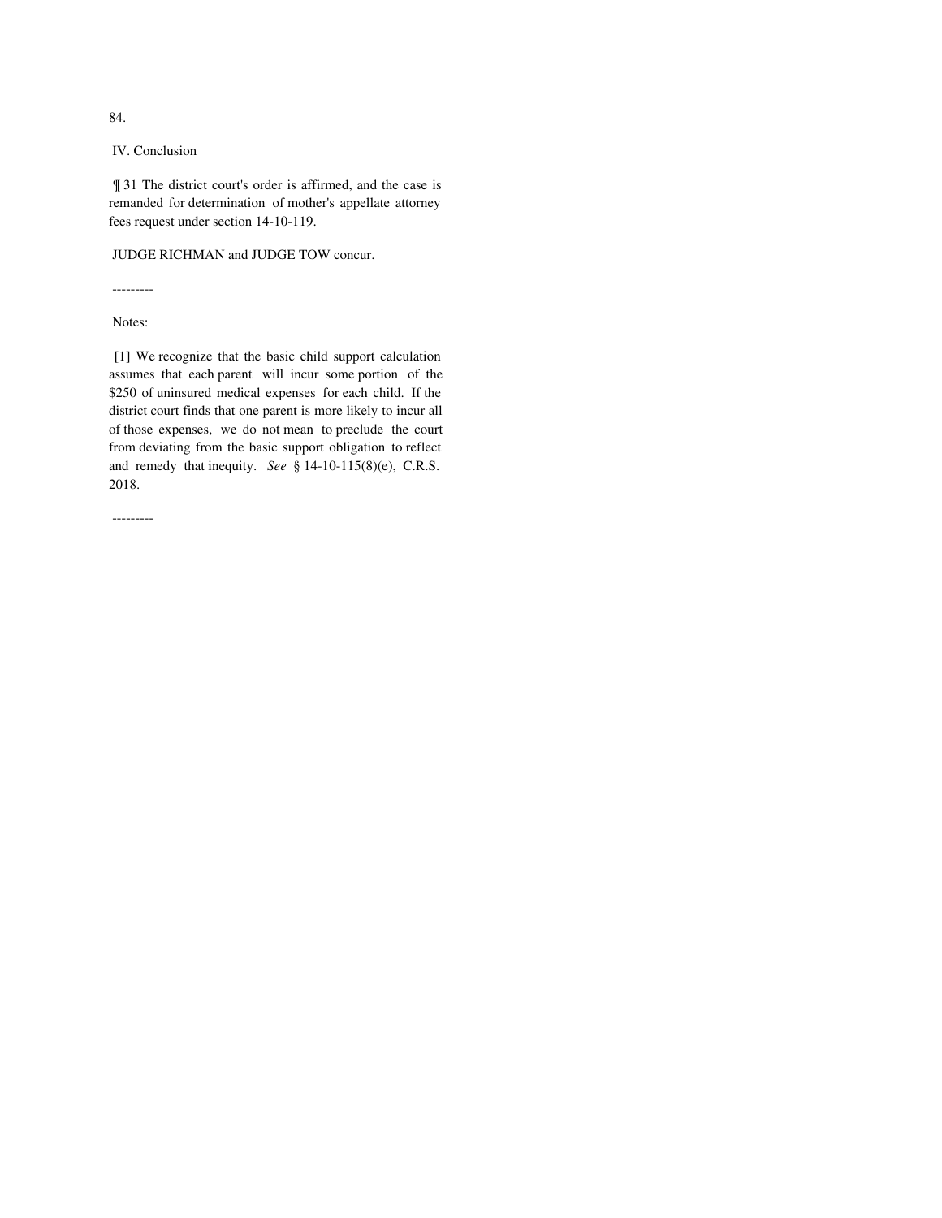84.

## IV. Conclusion

¶ 31 The district court's order is affirmed, and the case is remanded for determination of mother's appellate attorney fees request under section 14-10-119.

JUDGE RICHMAN and JUDGE TOW concur.

---------

Notes:

[1] We recognize that the basic child support calculation assumes that each parent will incur some portion of the $250 of uninsured medical expenses for each child. If the district court finds that one parent is more likely to incur all of those expenses, we do not mean to preclude the court from deviating from the basic support obligation to reflect and remedy that inequity. *See* § 14-10-115(8)(e), C.R.S. 2018.

---------